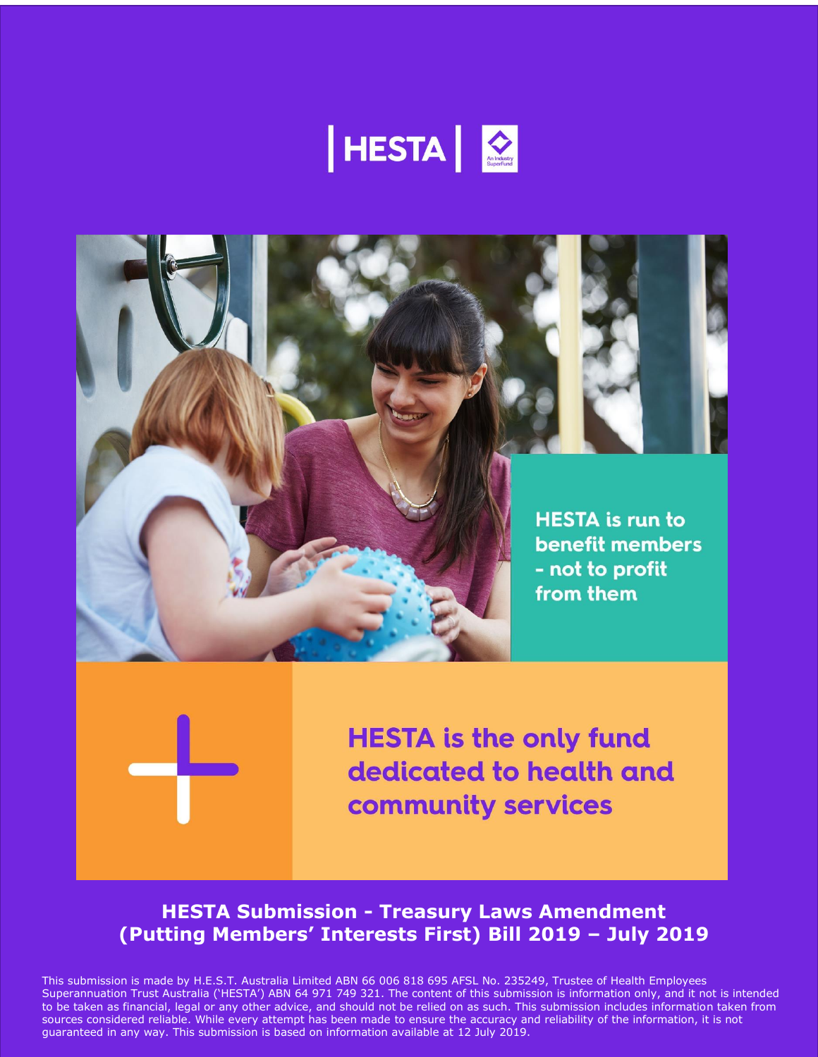HESTA | An Industry SuperFund

HESTA is run to benefit members - not to profit from them

HESTA is the only fund dedicated to health and community services

# HESTA Submission - Treasury Laws Amendment (Putting Members' Interests First) Bill 2019 – July 2019

This submission is made by H.E.S.T. Australia Limited ABN 66 006 818 695 AFSL No. 235249, Trustee of Health Employees Superannuation Trust Australia ('HESTA') ABN 64 971 749 321. The content of this submission is information only, and it not is intended to be taken as financial, legal or any other advice, and should not be relied on as such. This submission includes information taken from sources considered reliable. While every attempt has been made to ensure the accuracy and reliability of the information, it is not guaranteed in any way. This submission is based on information available at 12 July 2019.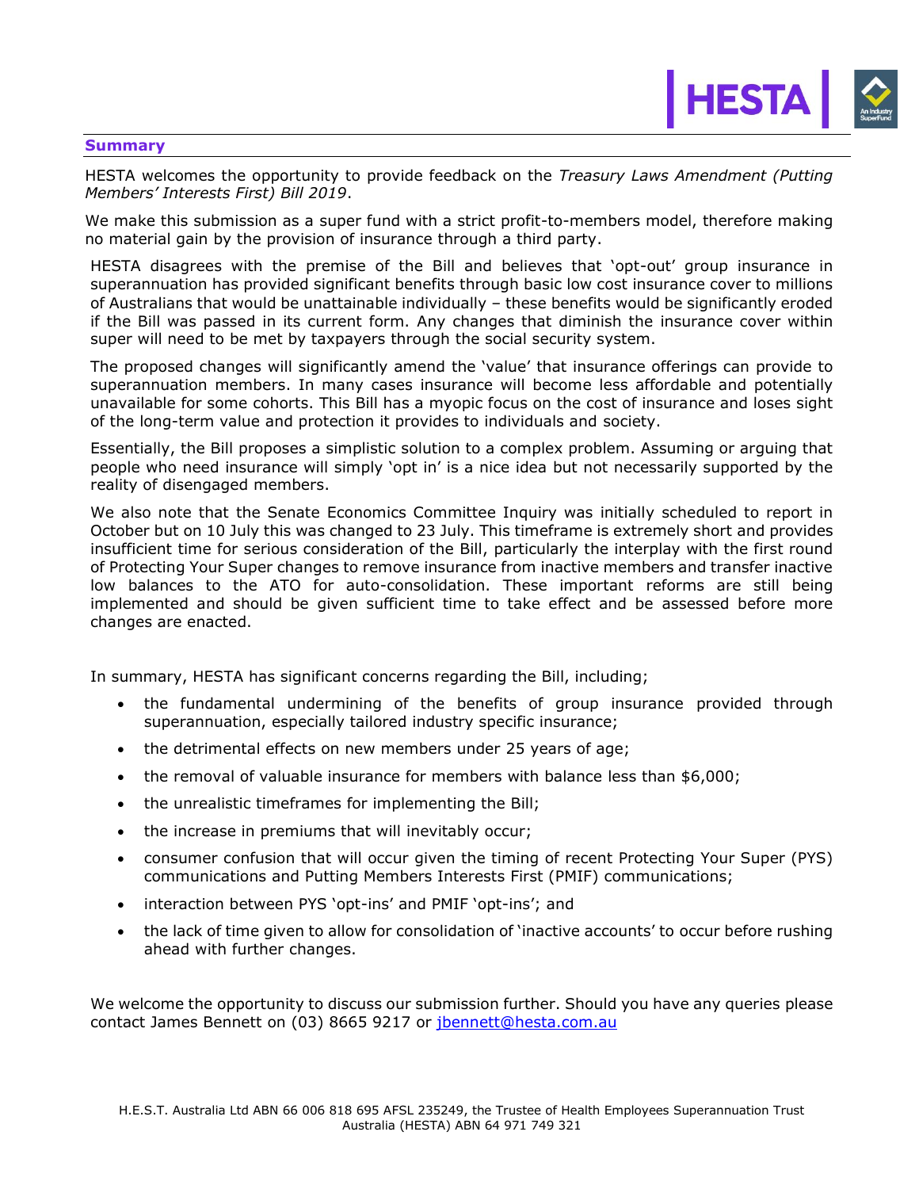## Summary

HESTA welcomes the opportunity to provide feedback on the *Treasury Laws Amendment (Putting Members' Interests First) Bill 2019*.

We make this submission as a super fund with a strict profit-to-members model, therefore making no material gain by the provision of insurance through a third party.

HESTA disagrees with the premise of the Bill and believes that 'opt-out' group insurance in superannuation has provided significant benefits through basic low cost insurance cover to millions of Australians that would be unattainable individually – these benefits would be significantly eroded if the Bill was passed in its current form. Any changes that diminish the insurance cover within super will need to be met by taxpayers through the social security system.

The proposed changes will significantly amend the 'value' that insurance offerings can provide to superannuation members. In many cases insurance will become less affordable and potentially unavailable for some cohorts. This Bill has a myopic focus on the cost of insurance and loses sight of the long-term value and protection it provides to individuals and society.

Essentially, the Bill proposes a simplistic solution to a complex problem. Assuming or arguing that people who need insurance will simply 'opt in' is a nice idea but not necessarily supported by the reality of disengaged members.

We also note that the Senate Economics Committee Inquiry was initially scheduled to report in October but on 10 July this was changed to 23 July. This timeframe is extremely short and provides insufficient time for serious consideration of the Bill, particularly the interplay with the first round of Protecting Your Super changes to remove insurance from inactive members and transfer inactive low balances to the ATO for auto-consolidation. These important reforms are still being implemented and should be given sufficient time to take effect and be assessed before more changes are enacted.

In summary, HESTA has significant concerns regarding the Bill, including;

- the fundamental undermining of the benefits of group insurance provided through superannuation, especially tailored industry specific insurance;
- the detrimental effects on new members under 25 years of age;
- the removal of valuable insurance for members with balance less than $6,000;
- the unrealistic timeframes for implementing the Bill;
- the increase in premiums that will inevitably occur;
- consumer confusion that will occur given the timing of recent Protecting Your Super (PYS) communications and Putting Members Interests First (PMIF) communications;
- interaction between PYS 'opt-ins' and PMIF 'opt-ins'; and
- the lack of time given to allow for consolidation of 'inactive accounts' to occur before rushing ahead with further changes.

We welcome the opportunity to discuss our submission further. Should you have any queries please contact James Bennett on (03) 8665 9217 or jbennett@hesta.com.au

H.E.S.T. Australia Ltd ABN 66 006 818 695 AFSL 235249, the Trustee of Health Employees Superannuation Trust Australia (HESTA) ABN 64 971 749 321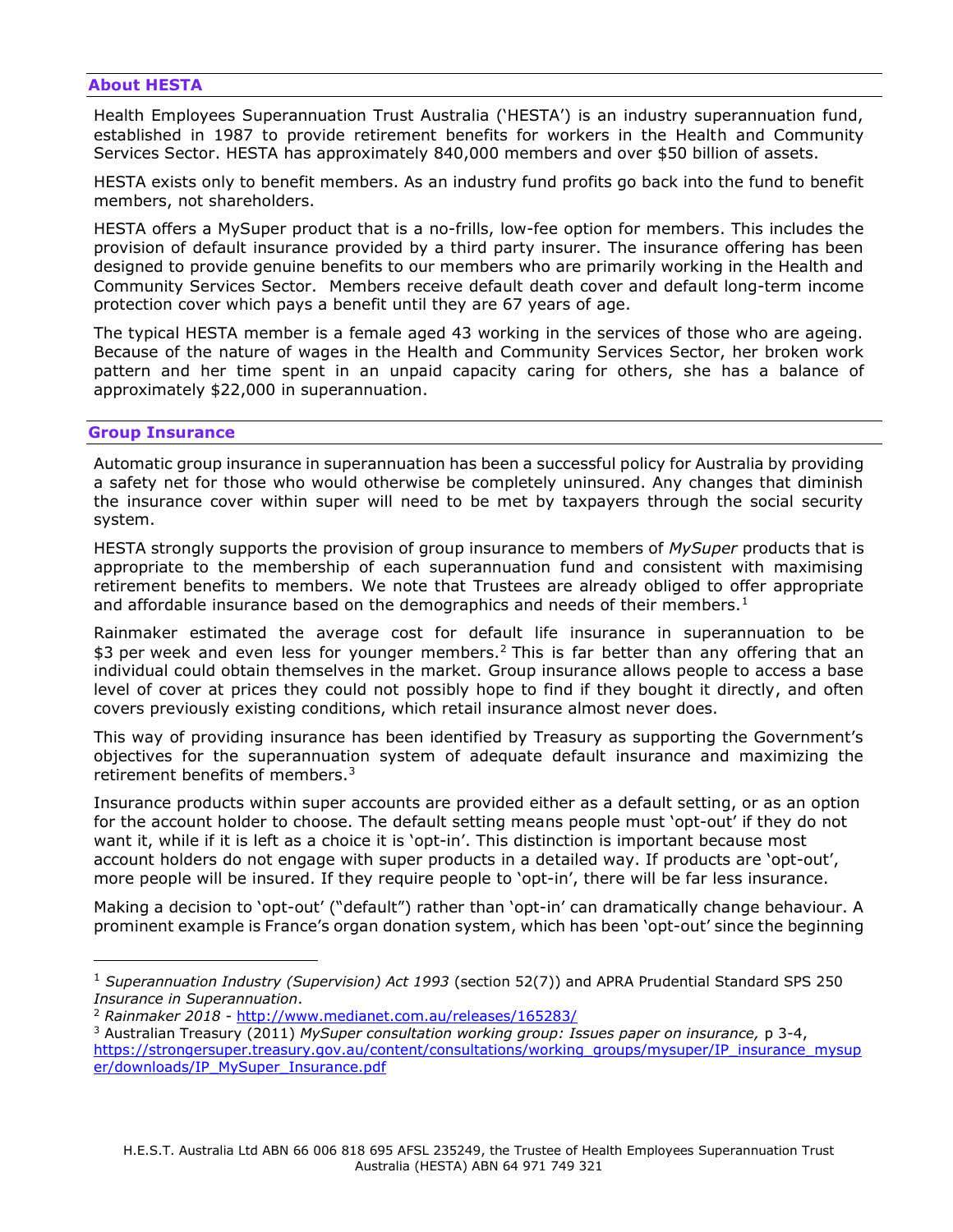## About HESTA

Health Employees Superannuation Trust Australia ('HESTA') is an industry superannuation fund, established in 1987 to provide retirement benefits for workers in the Health and Community Services Sector. HESTA has approximately 840,000 members and over $50 billion of assets.

HESTA exists only to benefit members. As an industry fund profits go back into the fund to benefit members, not shareholders.

HESTA offers a MySuper product that is a no-frills, low-fee option for members. This includes the provision of default insurance provided by a third party insurer. The insurance offering has been designed to provide genuine benefits to our members who are primarily working in the Health and Community Services Sector. Members receive default death cover and default long-term income protection cover which pays a benefit until they are 67 years of age.

The typical HESTA member is a female aged 43 working in the services of those who are ageing. Because of the nature of wages in the Health and Community Services Sector, her broken work pattern and her time spent in an unpaid capacity caring for others, she has a balance of approximately $22,000 in superannuation.

## Group Insurance

Automatic group insurance in superannuation has been a successful policy for Australia by providing a safety net for those who would otherwise be completely uninsured. Any changes that diminish the insurance cover within super will need to be met by taxpayers through the social security system.

HESTA strongly supports the provision of group insurance to members of *MySuper* products that is appropriate to the membership of each superannuation fund and consistent with maximising retirement benefits to members. We note that Trustees are already obliged to offer appropriate and affordable insurance based on the demographics and needs of their members.[1]

Rainmaker estimated the average cost for default life insurance in superannuation to be $3 per week and even less for younger members.[2] This is far better than any offering that an individual could obtain themselves in the market. Group insurance allows people to access a base level of cover at prices they could not possibly hope to find if they bought it directly, and often covers previously existing conditions, which retail insurance almost never does.

This way of providing insurance has been identified by Treasury as supporting the Government's objectives for the superannuation system of adequate default insurance and maximizing the retirement benefits of members.[3]

Insurance products within super accounts are provided either as a default setting, or as an option for the account holder to choose. The default setting means people must 'opt-out' if they do not want it, while if it is left as a choice it is 'opt-in'. This distinction is important because most account holders do not engage with super products in a detailed way. If products are 'opt-out', more people will be insured. If they require people to 'opt-in', there will be far less insurance.

Making a decision to 'opt-out' ("default") rather than 'opt-in' can dramatically change behaviour. A prominent example is France's organ donation system, which has been 'opt-out' since the beginning

---

[1] *Superannuation Industry (Supervision) Act 1993* (section 52(7)) and APRA Prudential Standard SPS 250 *Insurance in Superannuation*.

[2] *Rainmaker 2018* - http://www.medianet.com.au/releases/165283/

[3] Australian Treasury (2011) *MySuper consultation working group: Issues paper on insurance,* p 3-4, https://strongersuper.treasury.gov.au/content/consultations/working_groups/mysuper/IP_insurance_mysuper/downloads/IP_MySuper_Insurance.pdf

H.E.S.T. Australia Ltd ABN 66 006 818 695 AFSL 235249, the Trustee of Health Employees Superannuation Trust Australia (HESTA) ABN 64 971 749 321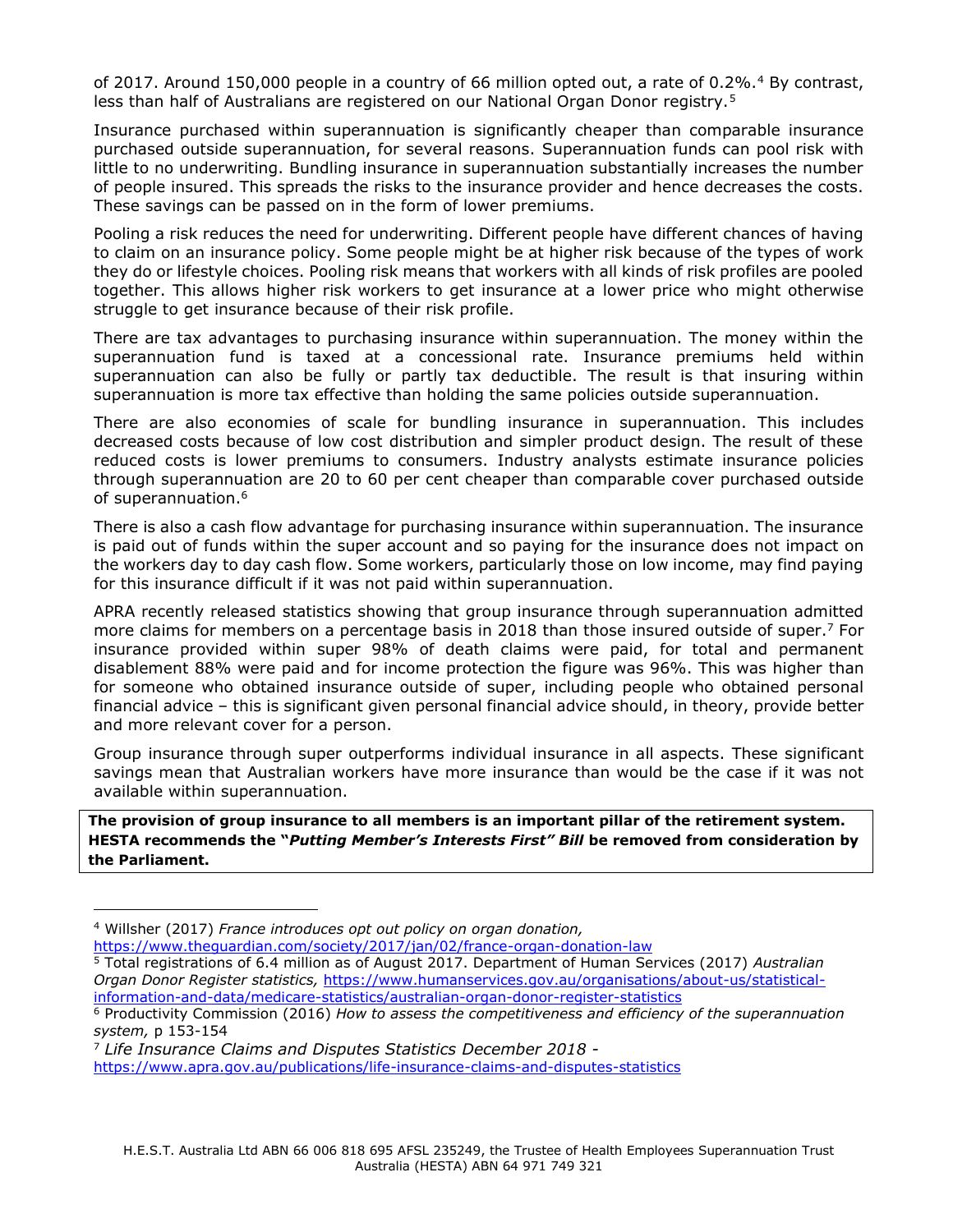of 2017. Around 150,000 people in a country of 66 million opted out, a rate of 0.2%.[4] By contrast, less than half of Australians are registered on our National Organ Donor registry.[5]

Insurance purchased within superannuation is significantly cheaper than comparable insurance purchased outside superannuation, for several reasons. Superannuation funds can pool risk with little to no underwriting. Bundling insurance in superannuation substantially increases the number of people insured. This spreads the risks to the insurance provider and hence decreases the costs. These savings can be passed on in the form of lower premiums.

Pooling a risk reduces the need for underwriting. Different people have different chances of having to claim on an insurance policy. Some people might be at higher risk because of the types of work they do or lifestyle choices. Pooling risk means that workers with all kinds of risk profiles are pooled together. This allows higher risk workers to get insurance at a lower price who might otherwise struggle to get insurance because of their risk profile.

There are tax advantages to purchasing insurance within superannuation. The money within the superannuation fund is taxed at a concessional rate. Insurance premiums held within superannuation can also be fully or partly tax deductible. The result is that insuring within superannuation is more tax effective than holding the same policies outside superannuation.

There are also economies of scale for bundling insurance in superannuation. This includes decreased costs because of low cost distribution and simpler product design. The result of these reduced costs is lower premiums to consumers. Industry analysts estimate insurance policies through superannuation are 20 to 60 per cent cheaper than comparable cover purchased outside of superannuation.[6]

There is also a cash flow advantage for purchasing insurance within superannuation. The insurance is paid out of funds within the super account and so paying for the insurance does not impact on the workers day to day cash flow. Some workers, particularly those on low income, may find paying for this insurance difficult if it was not paid within superannuation.

APRA recently released statistics showing that group insurance through superannuation admitted more claims for members on a percentage basis in 2018 than those insured outside of super.[7] For insurance provided within super 98% of death claims were paid, for total and permanent disablement 88% were paid and for income protection the figure was 96%. This was higher than for someone who obtained insurance outside of super, including people who obtained personal financial advice – this is significant given personal financial advice should, in theory, provide better and more relevant cover for a person.

Group insurance through super outperforms individual insurance in all aspects. These significant savings mean that Australian workers have more insurance than would be the case if it was not available within superannuation.

**The provision of group insurance to all members is an important pillar of the retirement system. HESTA recommends the "*Putting Member's Interests First" Bill* be removed from consideration by the Parliament.**

---

[4] Willsher (2017) *France introduces opt out policy on organ donation,* https://www.theguardian.com/society/2017/jan/02/france-organ-donation-law

[5] Total registrations of 6.4 million as of August 2017. Department of Human Services (2017) *Australian Organ Donor Register statistics,* https://www.humanservices.gov.au/organisations/about-us/statistical-information-and-data/medicare-statistics/australian-organ-donor-register-statistics

[6] Productivity Commission (2016) *How to assess the competitiveness and efficiency of the superannuation system,* p 153-154

[7] *Life Insurance Claims and Disputes Statistics December 2018* - https://www.apra.gov.au/publications/life-insurance-claims-and-disputes-statistics

H.E.S.T. Australia Ltd ABN 66 006 818 695 AFSL 235249, the Trustee of Health Employees Superannuation Trust Australia (HESTA) ABN 64 971 749 321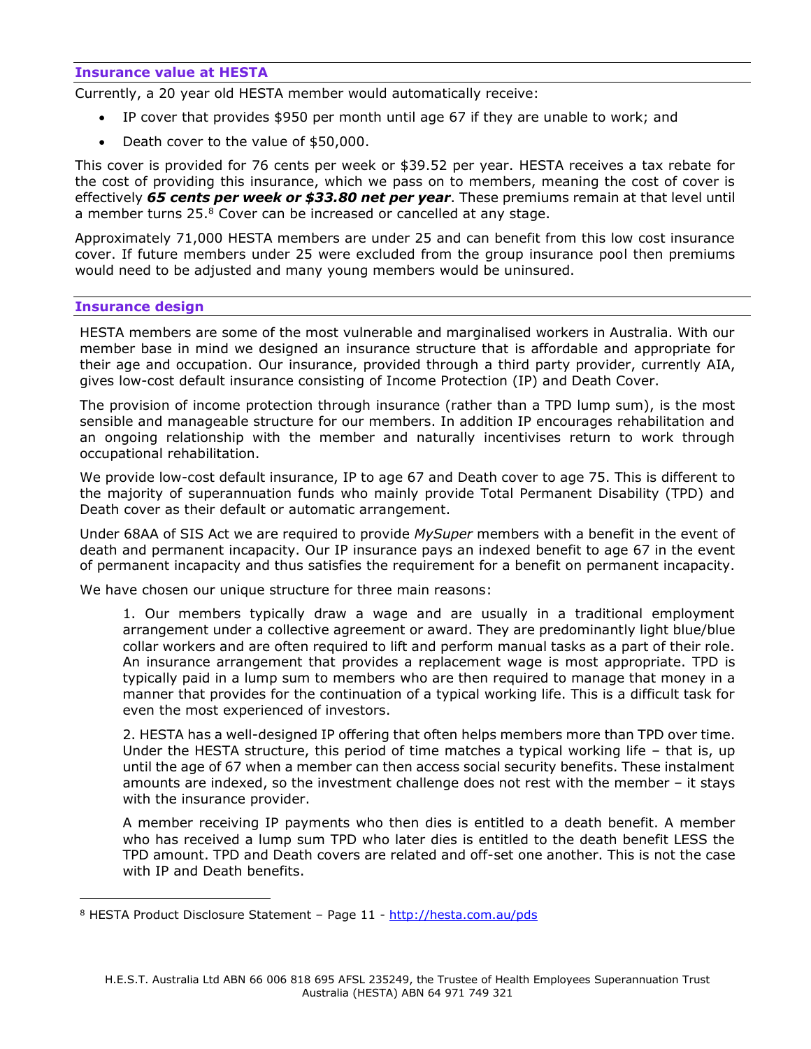## Insurance value at HESTA

Currently, a 20 year old HESTA member would automatically receive:

- IP cover that provides $950 per month until age 67 if they are unable to work; and
- Death cover to the value of $50,000.

This cover is provided for 76 cents per week or $39.52 per year. HESTA receives a tax rebate for the cost of providing this insurance, which we pass on to members, meaning the cost of cover is effectively ***65 cents per week or $33.80 net per year***. These premiums remain at that level until a member turns 25.[8] Cover can be increased or cancelled at any stage.

Approximately 71,000 HESTA members are under 25 and can benefit from this low cost insurance cover. If future members under 25 were excluded from the group insurance pool then premiums would need to be adjusted and many young members would be uninsured.

## Insurance design

HESTA members are some of the most vulnerable and marginalised workers in Australia. With our member base in mind we designed an insurance structure that is affordable and appropriate for their age and occupation. Our insurance, provided through a third party provider, currently AIA, gives low-cost default insurance consisting of Income Protection (IP) and Death Cover.

The provision of income protection through insurance (rather than a TPD lump sum), is the most sensible and manageable structure for our members. In addition IP encourages rehabilitation and an ongoing relationship with the member and naturally incentivises return to work through occupational rehabilitation.

We provide low-cost default insurance, IP to age 67 and Death cover to age 75. This is different to the majority of superannuation funds who mainly provide Total Permanent Disability (TPD) and Death cover as their default or automatic arrangement.

Under 68AA of SIS Act we are required to provide *MySuper* members with a benefit in the event of death and permanent incapacity. Our IP insurance pays an indexed benefit to age 67 in the event of permanent incapacity and thus satisfies the requirement for a benefit on permanent incapacity.

We have chosen our unique structure for three main reasons:

1. Our members typically draw a wage and are usually in a traditional employment arrangement under a collective agreement or award. They are predominantly light blue/blue collar workers and are often required to lift and perform manual tasks as a part of their role. An insurance arrangement that provides a replacement wage is most appropriate. TPD is typically paid in a lump sum to members who are then required to manage that money in a manner that provides for the continuation of a typical working life. This is a difficult task for even the most experienced of investors.

2. HESTA has a well-designed IP offering that often helps members more than TPD over time. Under the HESTA structure, this period of time matches a typical working life – that is, up until the age of 67 when a member can then access social security benefits. These instalment amounts are indexed, so the investment challenge does not rest with the member – it stays with the insurance provider.

   A member receiving IP payments who then dies is entitled to a death benefit. A member who has received a lump sum TPD who later dies is entitled to the death benefit LESS the TPD amount. TPD and Death covers are related and off-set one another. This is not the case with IP and Death benefits.

---

[8] HESTA Product Disclosure Statement – Page 11 - http://hesta.com.au/pds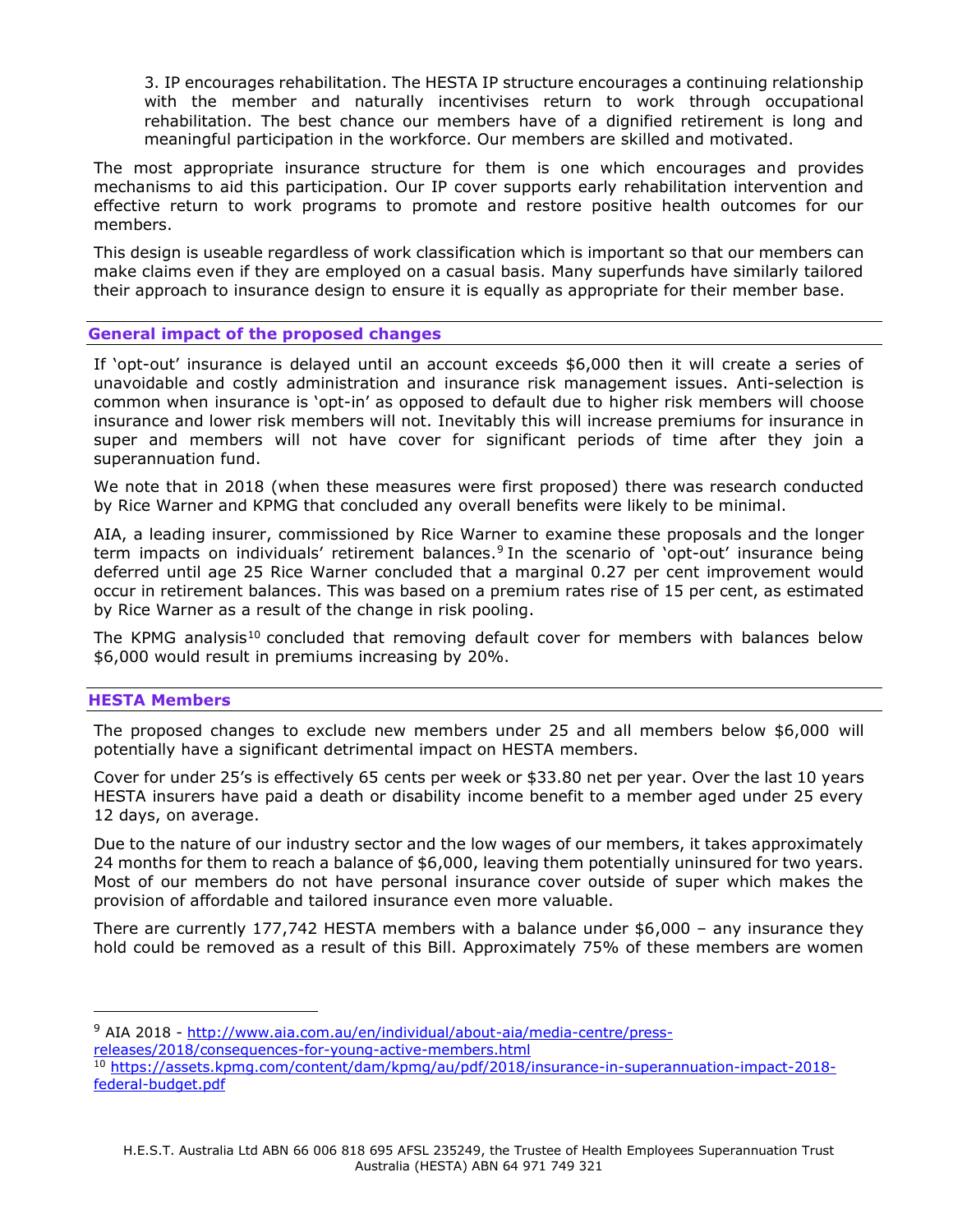3. IP encourages rehabilitation. The HESTA IP structure encourages a continuing relationship with the member and naturally incentivises return to work through occupational rehabilitation. The best chance our members have of a dignified retirement is long and meaningful participation in the workforce. Our members are skilled and motivated.

The most appropriate insurance structure for them is one which encourages and provides mechanisms to aid this participation. Our IP cover supports early rehabilitation intervention and effective return to work programs to promote and restore positive health outcomes for our members.

This design is useable regardless of work classification which is important so that our members can make claims even if they are employed on a casual basis. Many superfunds have similarly tailored their approach to insurance design to ensure it is equally as appropriate for their member base.

## General impact of the proposed changes

If 'opt-out' insurance is delayed until an account exceeds $6,000 then it will create a series of unavoidable and costly administration and insurance risk management issues. Anti-selection is common when insurance is 'opt-in' as opposed to default due to higher risk members will choose insurance and lower risk members will not. Inevitably this will increase premiums for insurance in super and members will not have cover for significant periods of time after they join a superannuation fund.

We note that in 2018 (when these measures were first proposed) there was research conducted by Rice Warner and KPMG that concluded any overall benefits were likely to be minimal.

AIA, a leading insurer, commissioned by Rice Warner to examine these proposals and the longer term impacts on individuals' retirement balances.[9] In the scenario of 'opt-out' insurance being deferred until age 25 Rice Warner concluded that a marginal 0.27 per cent improvement would occur in retirement balances. This was based on a premium rates rise of 15 per cent, as estimated by Rice Warner as a result of the change in risk pooling.

The KPMG analysis[10] concluded that removing default cover for members with balances below $6,000 would result in premiums increasing by 20%.

## HESTA Members

The proposed changes to exclude new members under 25 and all members below $6,000 will potentially have a significant detrimental impact on HESTA members.

Cover for under 25's is effectively 65 cents per week or $33.80 net per year. Over the last 10 years HESTA insurers have paid a death or disability income benefit to a member aged under 25 every 12 days, on average.

Due to the nature of our industry sector and the low wages of our members, it takes approximately 24 months for them to reach a balance of $6,000, leaving them potentially uninsured for two years. Most of our members do not have personal insurance cover outside of super which makes the provision of affordable and tailored insurance even more valuable.

There are currently 177,742 HESTA members with a balance under $6,000 – any insurance they hold could be removed as a result of this Bill. Approximately 75% of these members are women

---

[9] AIA 2018 - http://www.aia.com.au/en/individual/about-aia/media-centre/press-releases/2018/consequences-for-young-active-members.html

[10] https://assets.kpmg.com/content/dam/kpmg/au/pdf/2018/insurance-in-superannuation-impact-2018-federal-budget.pdf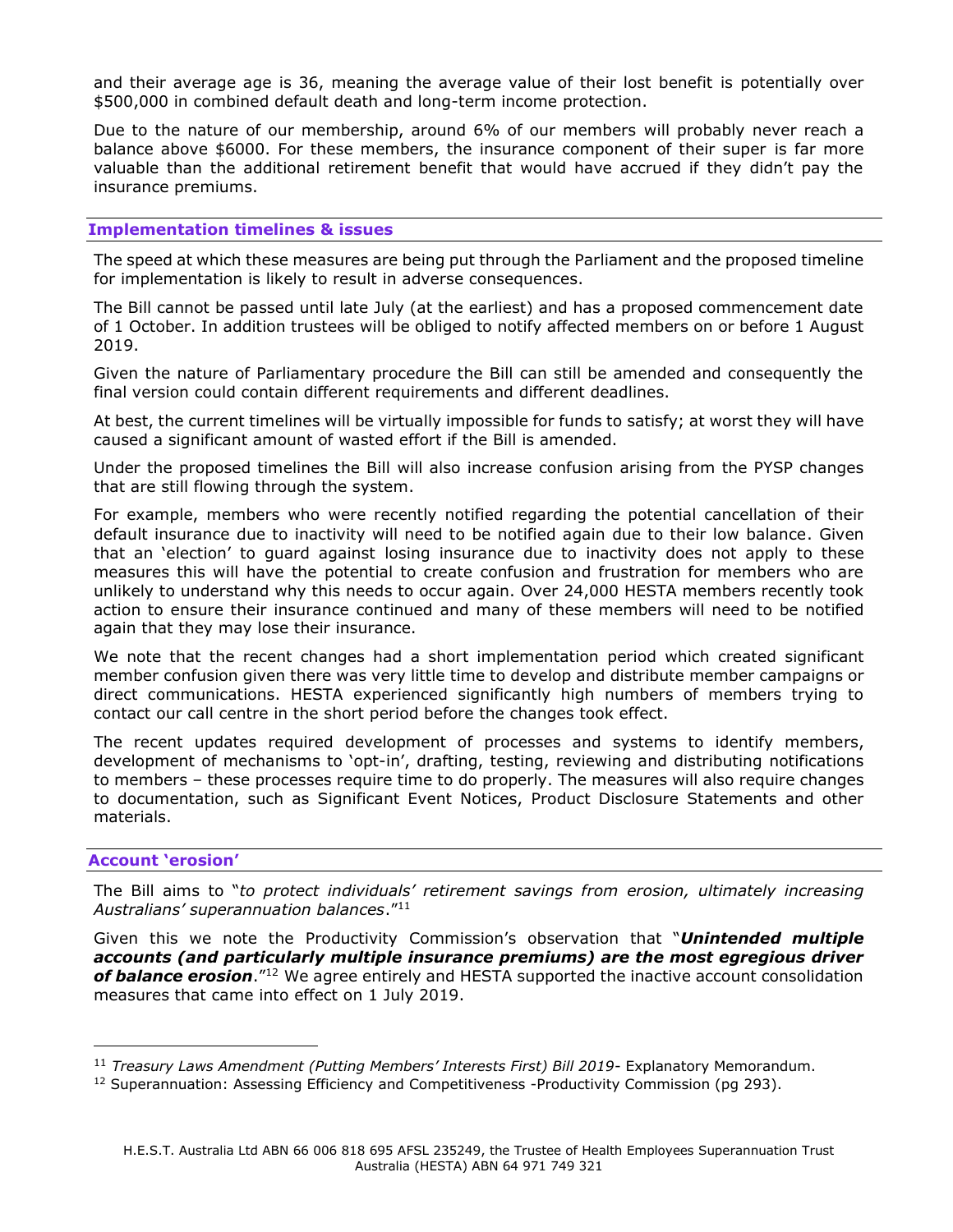and their average age is 36, meaning the average value of their lost benefit is potentially over $500,000 in combined default death and long-term income protection.

Due to the nature of our membership, around 6% of our members will probably never reach a balance above $6000. For these members, the insurance component of their super is far more valuable than the additional retirement benefit that would have accrued if they didn't pay the insurance premiums.

## Implementation timelines & issues

The speed at which these measures are being put through the Parliament and the proposed timeline for implementation is likely to result in adverse consequences.

The Bill cannot be passed until late July (at the earliest) and has a proposed commencement date of 1 October. In addition trustees will be obliged to notify affected members on or before 1 August 2019.

Given the nature of Parliamentary procedure the Bill can still be amended and consequently the final version could contain different requirements and different deadlines.

At best, the current timelines will be virtually impossible for funds to satisfy; at worst they will have caused a significant amount of wasted effort if the Bill is amended.

Under the proposed timelines the Bill will also increase confusion arising from the PYSP changes that are still flowing through the system.

For example, members who were recently notified regarding the potential cancellation of their default insurance due to inactivity will need to be notified again due to their low balance. Given that an 'election' to guard against losing insurance due to inactivity does not apply to these measures this will have the potential to create confusion and frustration for members who are unlikely to understand why this needs to occur again. Over 24,000 HESTA members recently took action to ensure their insurance continued and many of these members will need to be notified again that they may lose their insurance.

We note that the recent changes had a short implementation period which created significant member confusion given there was very little time to develop and distribute member campaigns or direct communications. HESTA experienced significantly high numbers of members trying to contact our call centre in the short period before the changes took effect.

The recent updates required development of processes and systems to identify members, development of mechanisms to 'opt-in', drafting, testing, reviewing and distributing notifications to members – these processes require time to do properly. The measures will also require changes to documentation, such as Significant Event Notices, Product Disclosure Statements and other materials.

## Account 'erosion'

The Bill aims to "*to protect individuals' retirement savings from erosion, ultimately increasing Australians' superannuation balances*."[11]

Given this we note the Productivity Commission's observation that "***Unintended multiple accounts (and particularly multiple insurance premiums) are the most egregious driver of balance erosion***."[12] We agree entirely and HESTA supported the inactive account consolidation measures that came into effect on 1 July 2019.

---

[11] *Treasury Laws Amendment (Putting Members' Interests First) Bill 2019*- Explanatory Memorandum.

[12] Superannuation: Assessing Efficiency and Competitiveness -Productivity Commission (pg 293).

H.E.S.T. Australia Ltd ABN 66 006 818 695 AFSL 235249, the Trustee of Health Employees Superannuation Trust Australia (HESTA) ABN 64 971 749 321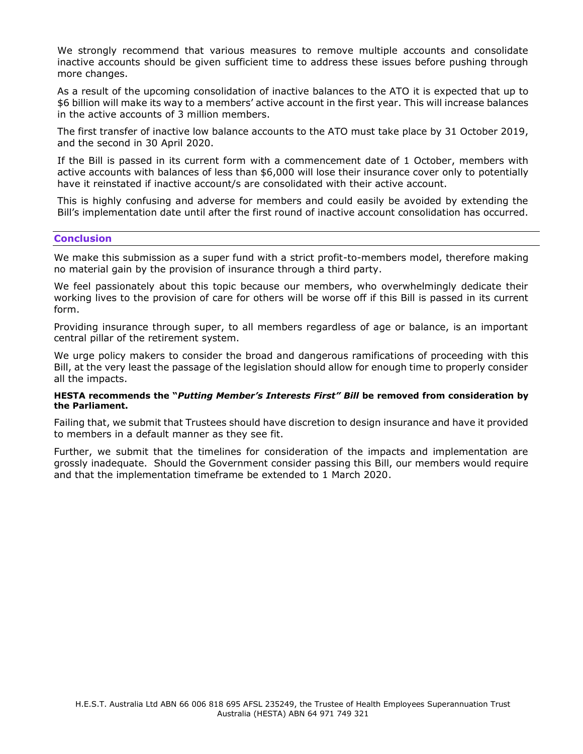We strongly recommend that various measures to remove multiple accounts and consolidate inactive accounts should be given sufficient time to address these issues before pushing through more changes.

As a result of the upcoming consolidation of inactive balances to the ATO it is expected that up to $6 billion will make its way to a members' active account in the first year. This will increase balances in the active accounts of 3 million members.

The first transfer of inactive low balance accounts to the ATO must take place by 31 October 2019, and the second in 30 April 2020.

If the Bill is passed in its current form with a commencement date of 1 October, members with active accounts with balances of less than $6,000 will lose their insurance cover only to potentially have it reinstated if inactive account/s are consolidated with their active account.

This is highly confusing and adverse for members and could easily be avoided by extending the Bill's implementation date until after the first round of inactive account consolidation has occurred.

## Conclusion

We make this submission as a super fund with a strict profit-to-members model, therefore making no material gain by the provision of insurance through a third party.

We feel passionately about this topic because our members, who overwhelmingly dedicate their working lives to the provision of care for others will be worse off if this Bill is passed in its current form.

Providing insurance through super, to all members regardless of age or balance, is an important central pillar of the retirement system.

We urge policy makers to consider the broad and dangerous ramifications of proceeding with this Bill, at the very least the passage of the legislation should allow for enough time to properly consider all the impacts.

**HESTA recommends the "*Putting Member's Interests First" Bill* be removed from consideration by the Parliament.**

Failing that, we submit that Trustees should have discretion to design insurance and have it provided to members in a default manner as they see fit.

Further, we submit that the timelines for consideration of the impacts and implementation are grossly inadequate. Should the Government consider passing this Bill, our members would require and that the implementation timeframe be extended to 1 March 2020.

H.E.S.T. Australia Ltd ABN 66 006 818 695 AFSL 235249, the Trustee of Health Employees Superannuation Trust Australia (HESTA) ABN 64 971 749 321